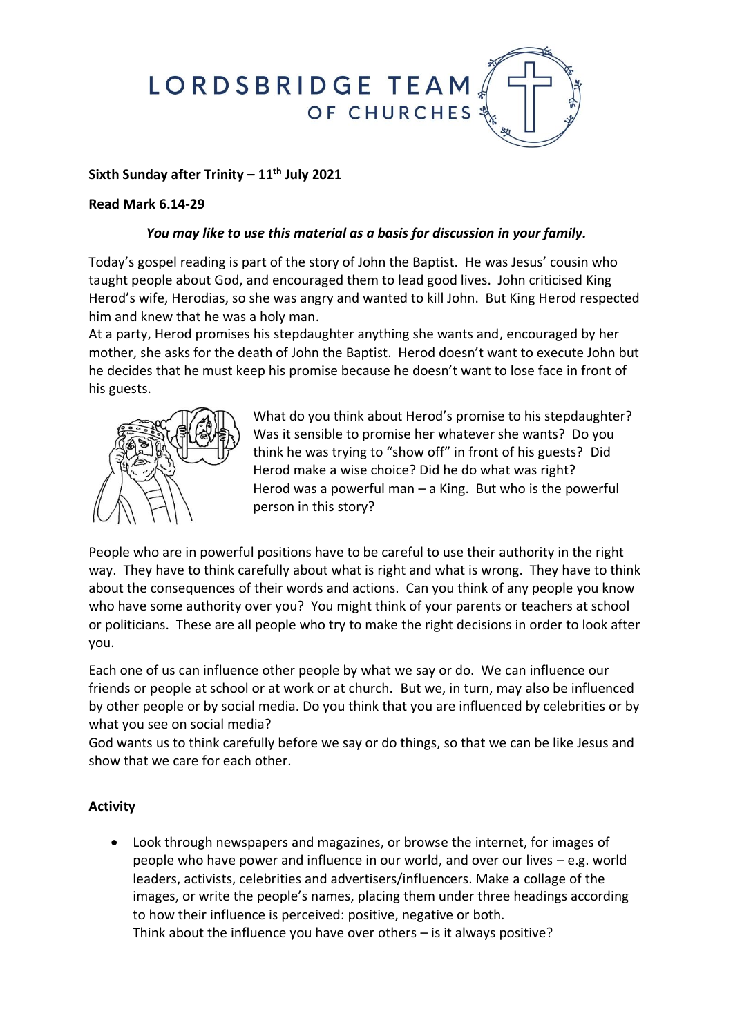LORDSBRIDGE TEAM OF CHURCHES

**Sixth Sunday after Trinity – 11th July 2021**

**Read Mark 6.14-29**

***You may like to use this material as a basis for discussion in your family.***

Today's gospel reading is part of the story of John the Baptist. He was Jesus' cousin who taught people about God, and encouraged them to lead good lives. John criticised King Herod's wife, Herodias, so she was angry and wanted to kill John. But King Herod respected him and knew that he was a holy man.

At a party, Herod promises his stepdaughter anything she wants and, encouraged by her mother, she asks for the death of John the Baptist. Herod doesn't want to execute John but he decides that he must keep his promise because he doesn't want to lose face in front of his guests.

What do you think about Herod's promise to his stepdaughter? Was it sensible to promise her whatever she wants? Do you think he was trying to "show off" in front of his guests? Did Herod make a wise choice? Did he do what was right? Herod was a powerful man – a King. But who is the powerful person in this story?

People who are in powerful positions have to be careful to use their authority in the right way. They have to think carefully about what is right and what is wrong. They have to think about the consequences of their words and actions. Can you think of any people you know who have some authority over you? You might think of your parents or teachers at school or politicians. These are all people who try to make the right decisions in order to look after you.

Each one of us can influence other people by what we say or do. We can influence our friends or people at school or at work or at church. But we, in turn, may also be influenced by other people or by social media. Do you think that you are influenced by celebrities or by what you see on social media?

God wants us to think carefully before we say or do things, so that we can be like Jesus and show that we care for each other.

**Activity**

- Look through newspapers and magazines, or browse the internet, for images of people who have power and influence in our world, and over our lives – e.g. world leaders, activists, celebrities and advertisers/influencers. Make a collage of the images, or write the people's names, placing them under three headings according to how their influence is perceived: positive, negative or both.
  Think about the influence you have over others – is it always positive?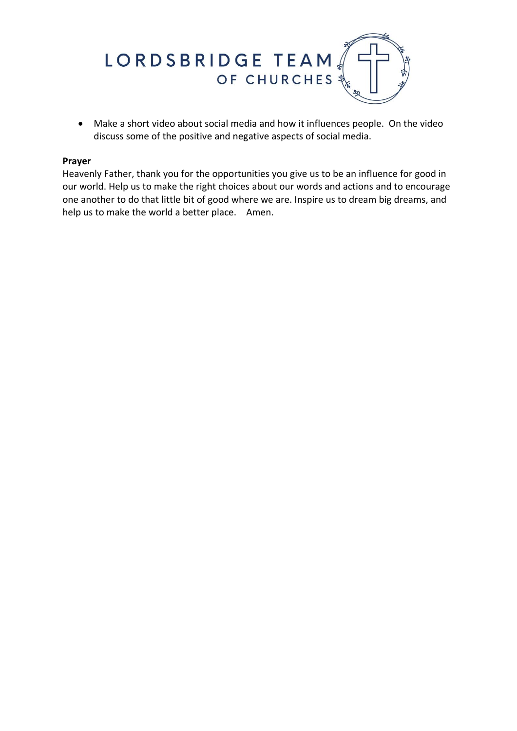- Make a short video about social media and how it influences people. On the video discuss some of the positive and negative aspects of social media.

**Prayer**

Heavenly Father, thank you for the opportunities you give us to be an influence for good in our world. Help us to make the right choices about our words and actions and to encourage one another to do that little bit of good where we are. Inspire us to dream big dreams, and help us to make the world a better place. Amen.